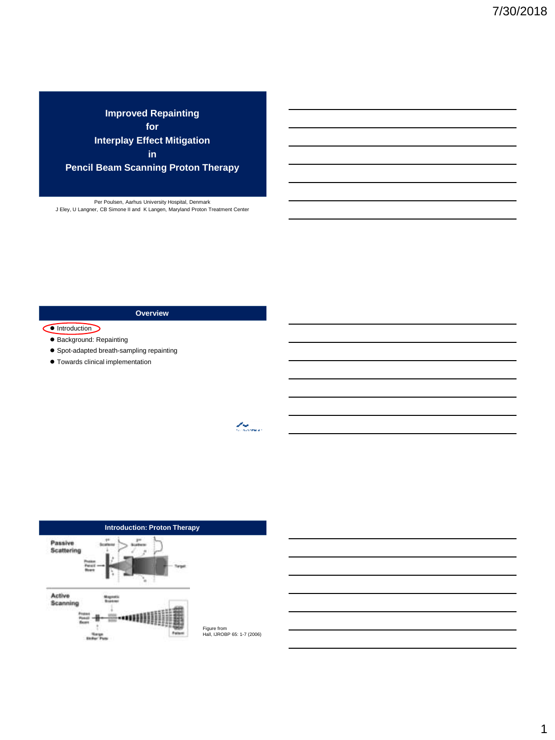# Improved Repainting for Interplay Effect Mitigation in Pencil Beam Scanning Proton Therapy

Per Poulsen, Aarhus University Hospital, Denmark
J Eley, U Langner, CB Simone II and K Langen, Maryland Proton Treatment Center

## Overview

- Introduction
- Background: Repainting
- Spot-adapted breath-sampling repainting
- Towards clinical implementation

## Introduction: Proton Therapy

Passive Scattering

Active Scanning

Figure from
Hall, IJROBP 65: 1-7 (2006)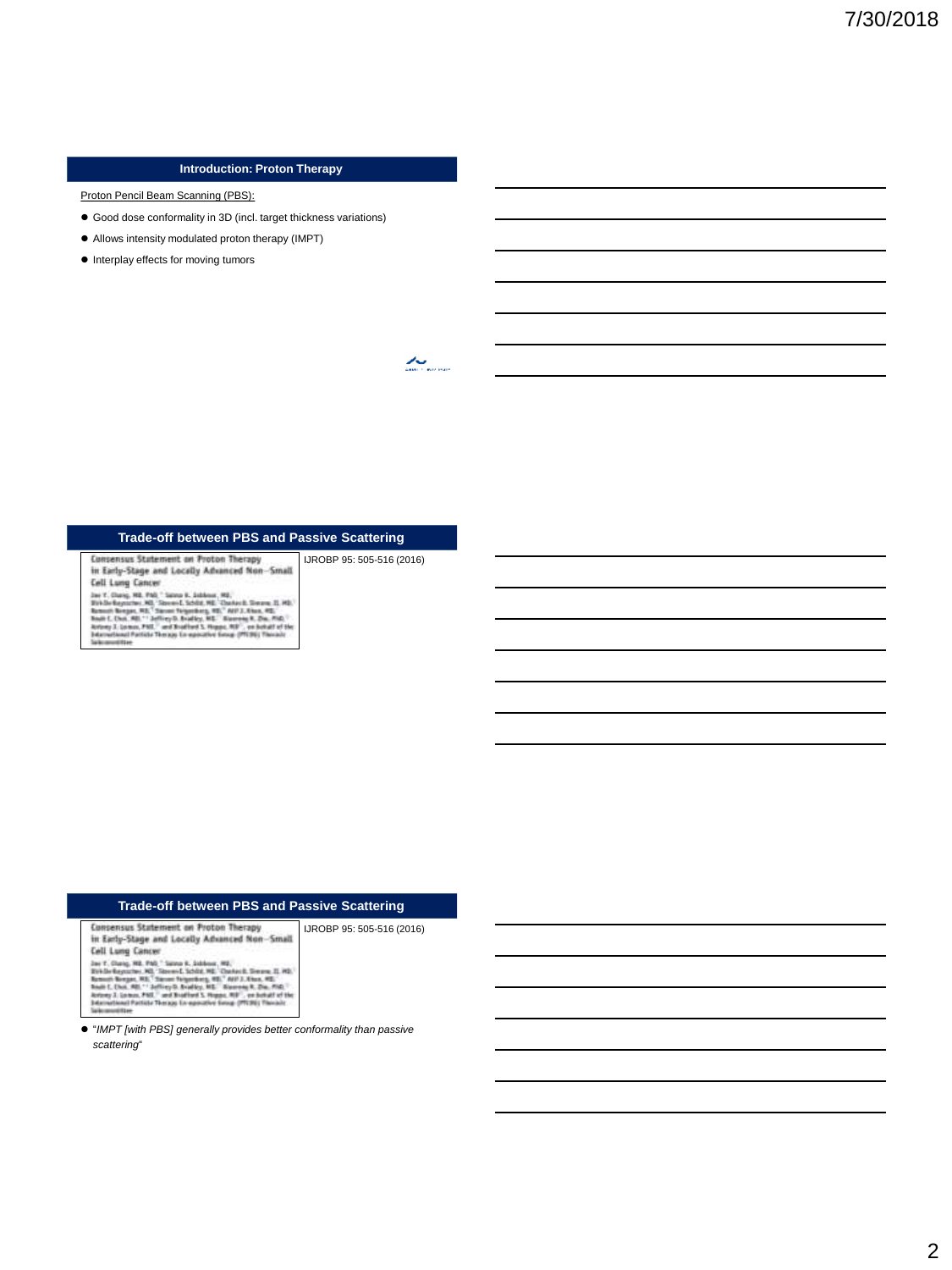## Introduction: Proton Therapy

Proton Pencil Beam Scanning (PBS):

- Good dose conformality in 3D (incl. target thickness variations)
- Allows intensity modulated proton therapy (IMPT)
- Interplay effects for moving tumors

## Trade-off between PBS and Passive Scattering

Consensus Statement on Proton Therapy in Early-Stage and Locally Advanced Non–Small Cell Lung Cancer

IJROBP 95: 505-516 (2016)

## Trade-off between PBS and Passive Scattering

Consensus Statement on Proton Therapy in Early-Stage and Locally Advanced Non–Small Cell Lung Cancer

IJROBP 95: 505-516 (2016)

- "*IMPT [with PBS] generally provides better conformality than passive scattering*"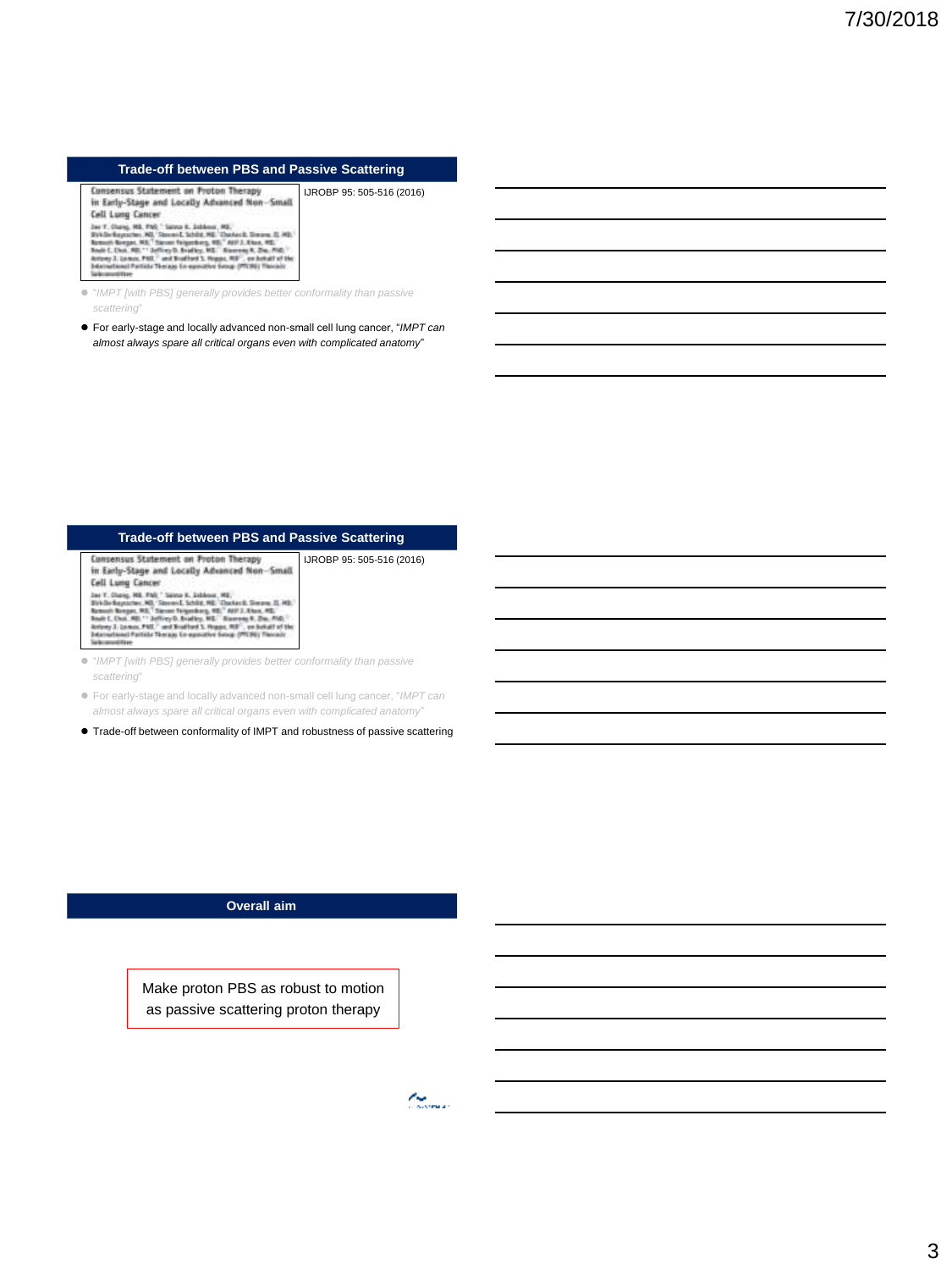## Trade-off between PBS and Passive Scattering

Consensus Statement on Proton Therapy in Early-Stage and Locally Advanced Non–Small Cell Lung Cancer

IJROBP 95: 505-516 (2016)

- *"IMPT [with PBS] generally provides better conformality than passive scattering"*
- For early-stage and locally advanced non-small cell lung cancer, "*IMPT can almost always spare all critical organs even with complicated anatomy*"

## Trade-off between PBS and Passive Scattering

Consensus Statement on Proton Therapy in Early-Stage and Locally Advanced Non–Small Cell Lung Cancer

IJROBP 95: 505-516 (2016)

- *"IMPT [with PBS] generally provides better conformality than passive scattering"*
- For early-stage and locally advanced non-small cell lung cancer, "*IMPT can almost always spare all critical organs even with complicated anatomy*"
- Trade-off between conformality of IMPT and robustness of passive scattering

## Overall aim

Make proton PBS as robust to motion as passive scattering proton therapy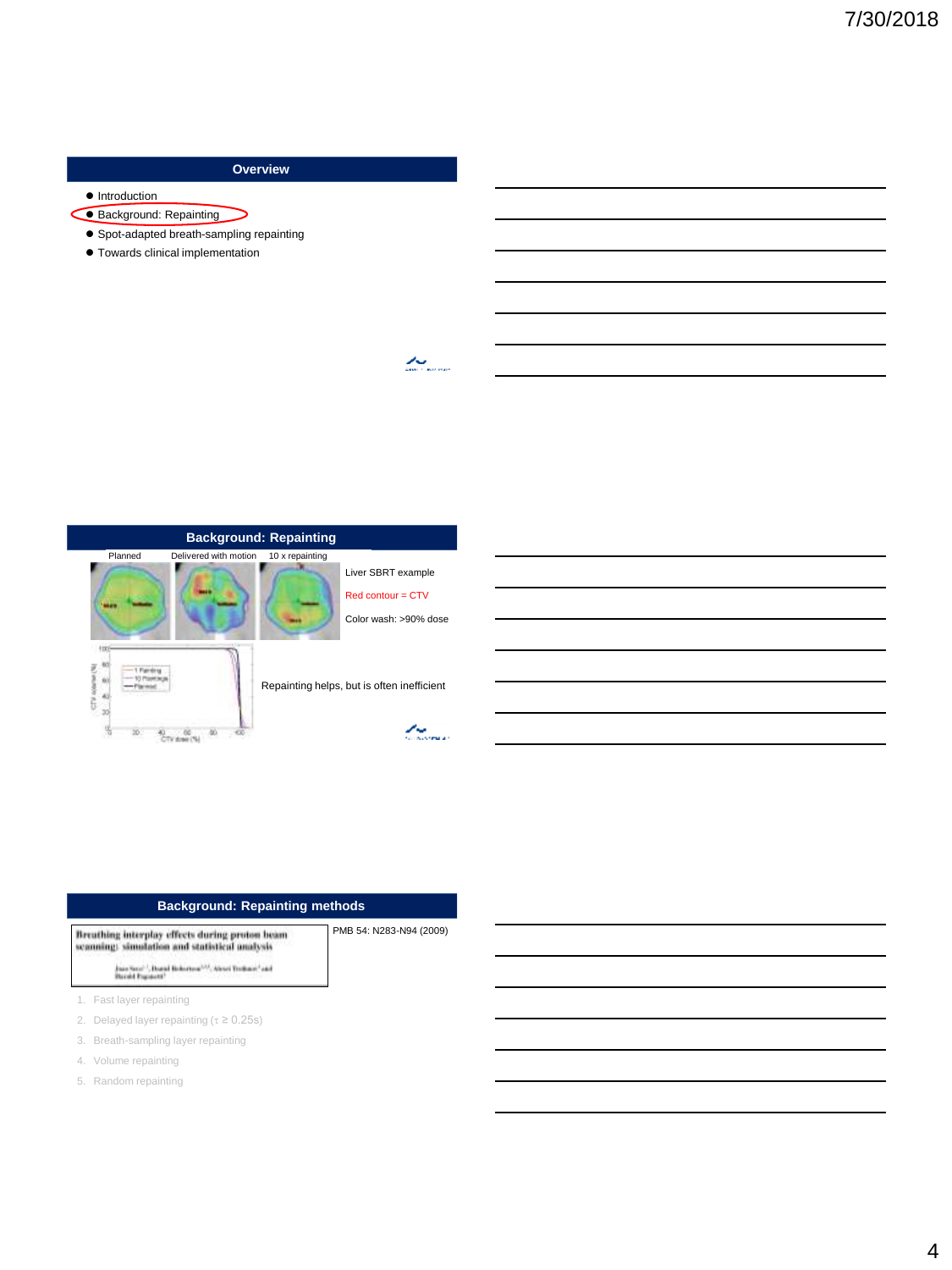## Overview

- Introduction
- Background: Repainting
- Spot-adapted breath-sampling repainting
- Towards clinical implementation

## Background: Repainting

Planned | Delivered with motion | 10 x repainting

Liver SBRT example

Red contour = CTV

Color wash: >90% dose

Repainting helps, but is often inefficient

## Background: Repainting methods

**Breathing interplay effects during proton beam scanning: simulation and statistical analysis**

PMB 54: N283-N94 (2009)

1. Fast layer repainting
2. Delayed layer repainting ($\tau \geq 0.25s$)
3. Breath-sampling layer repainting
4. Volume repainting
5. Random repainting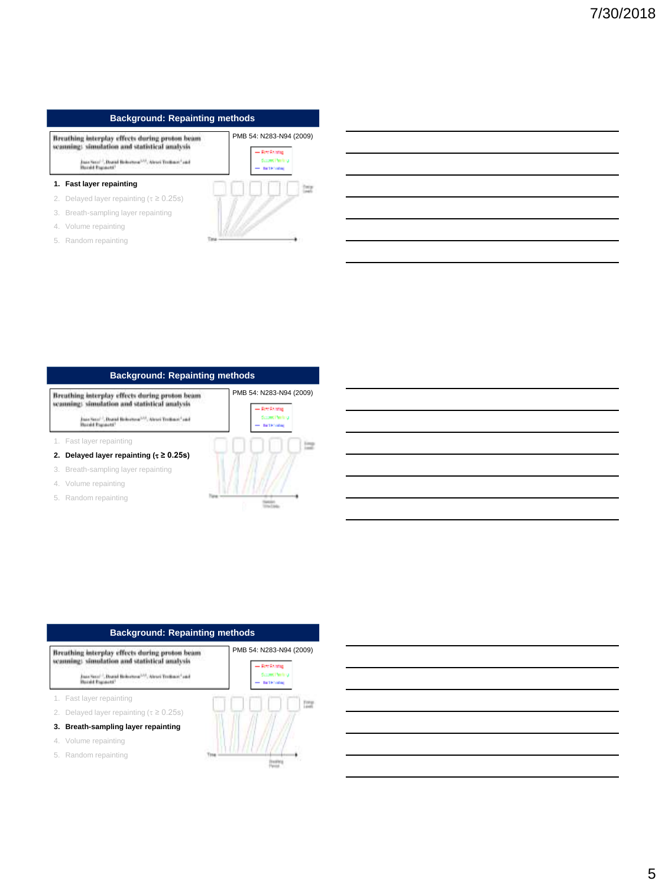## Background: Repainting methods

Breathing interplay effects during proton beam scanning: simulation and statistical analysis

PMB 54: N283-N94 (2009)

1. **Fast layer repainting**
2. Delayed layer repainting ($\tau \geq 0.25s$)
3. Breath-sampling layer repainting
4. Volume repainting
5. Random repainting

## Background: Repainting methods

Breathing interplay effects during proton beam scanning: simulation and statistical analysis

PMB 54: N283-N94 (2009)

1. Fast layer repainting
2. **Delayed layer repainting ($\tau \geq 0.25s$)**
3. Breath-sampling layer repainting
4. Volume repainting
5. Random repainting

## Background: Repainting methods

Breathing interplay effects during proton beam scanning: simulation and statistical analysis

PMB 54: N283-N94 (2009)

1. Fast layer repainting
2. Delayed layer repainting ($\tau \geq 0.25s$)
3. **Breath-sampling layer repainting**
4. Volume repainting
5. Random repainting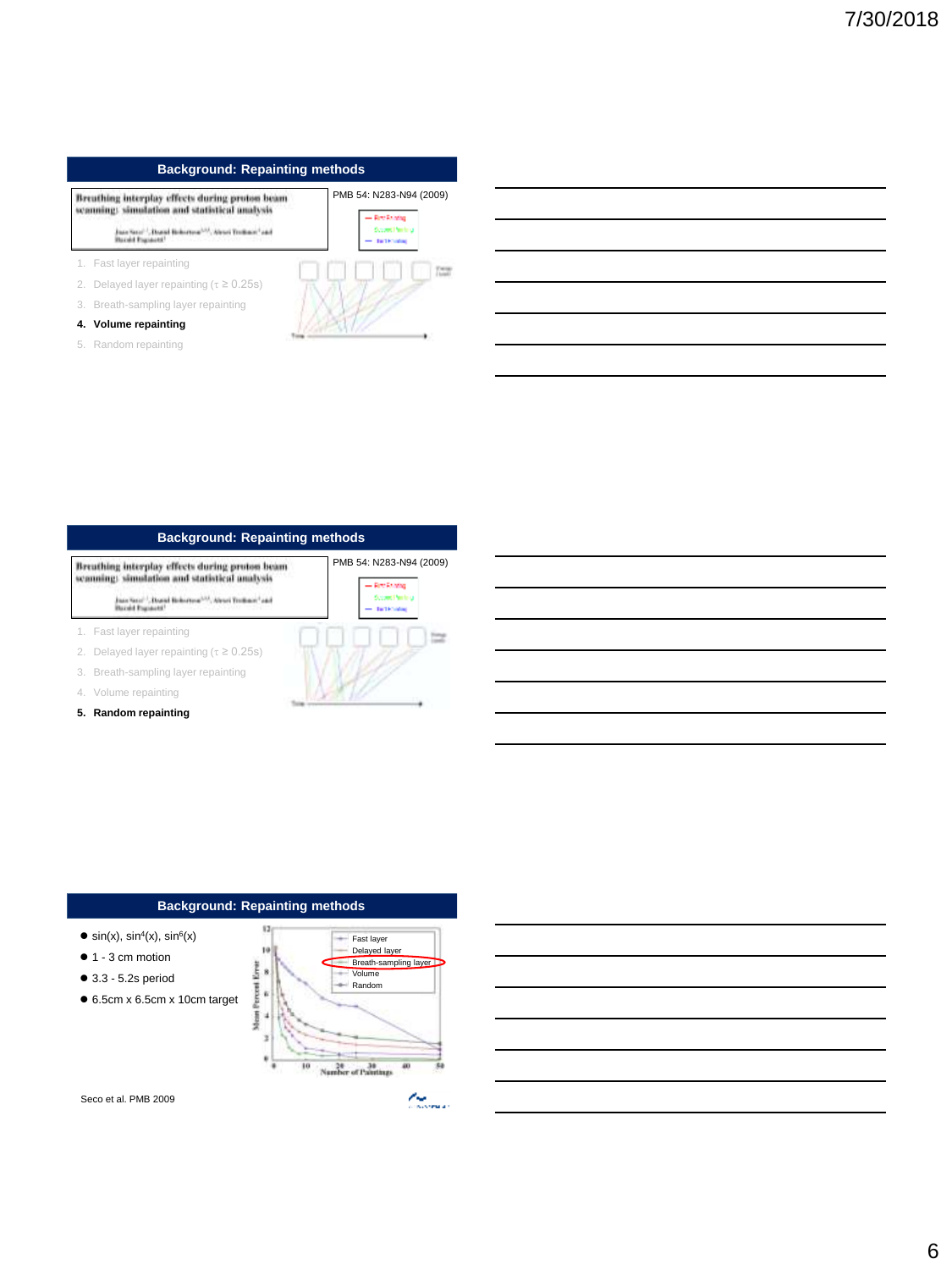## Background: Repainting methods

**Breathing interplay effects during proton beam scanning: simulation and statistical analysis**

PMB 54: N283-N94 (2009)

1. Fast layer repainting
2. Delayed layer repainting (τ ≥ 0.25s)
3. Breath-sampling layer repainting
4. **Volume repainting**
5. Random repainting

## Background: Repainting methods

**Breathing interplay effects during proton beam scanning: simulation and statistical analysis**

PMB 54: N283-N94 (2009)

1. Fast layer repainting
2. Delayed layer repainting (τ ≥ 0.25s)
3. Breath-sampling layer repainting
4. Volume repainting
5. **Random repainting**

## Background: Repainting methods

- sin(x), $sin^4(x)$, $sin^6(x)$
- 1 - 3 cm motion
- 3.3 - 5.2s period
- 6.5cm x 6.5cm x 10cm target

Mean Percent Error vs. Number of Paintings

- Fast layer
- Delayed layer
- Breath-sampling layer
- Volume
- Random

Seco et al. PMB 2009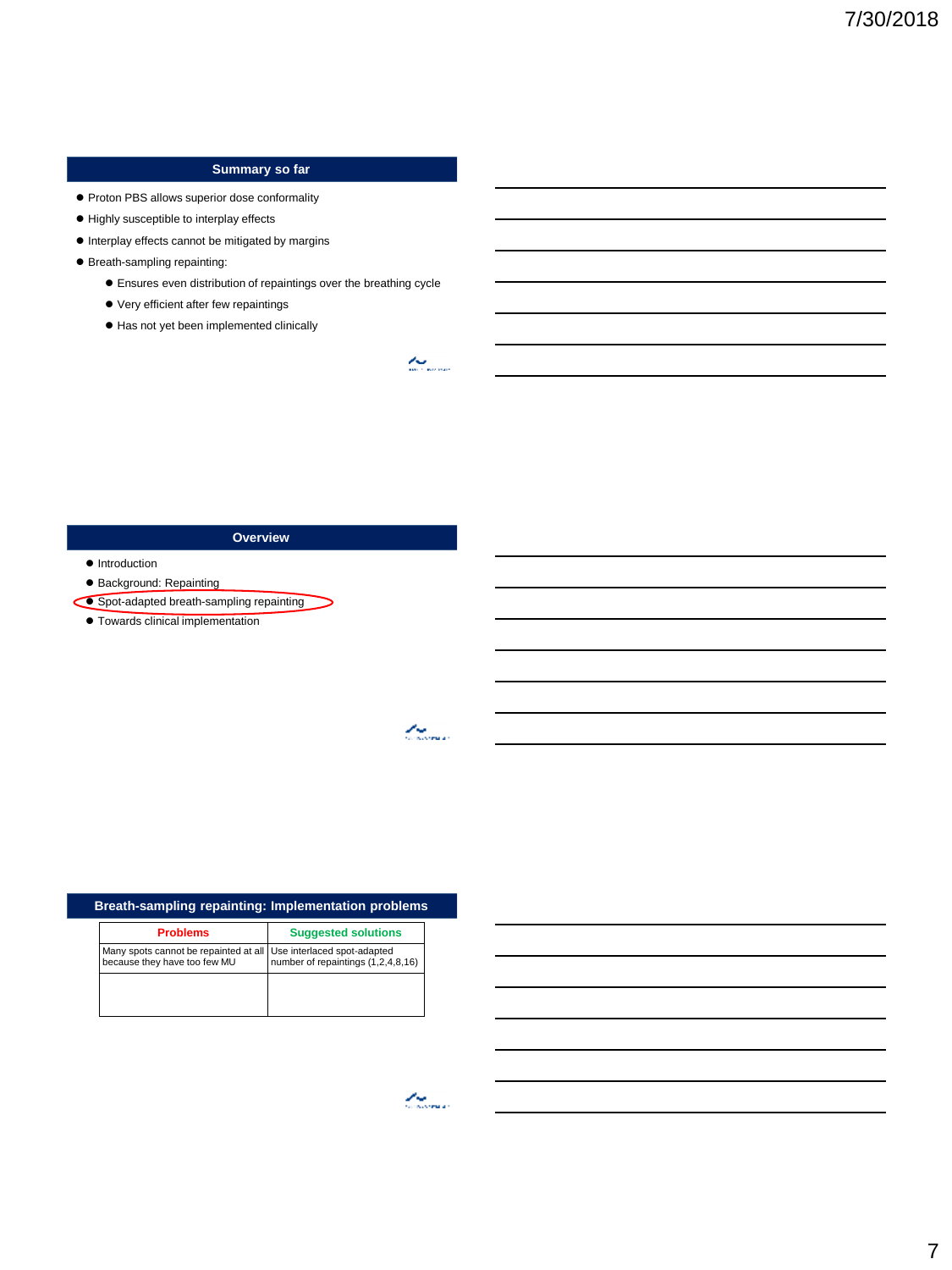## Summary so far

- Proton PBS allows superior dose conformality
- Highly susceptible to interplay effects
- Interplay effects cannot be mitigated by margins
- Breath-sampling repainting:
  - Ensures even distribution of repaintings over the breathing cycle
  - Very efficient after few repaintings
  - Has not yet been implemented clinically

## Overview

- Introduction
- Background: Repainting
- Spot-adapted breath-sampling repainting
- Towards clinical implementation

## Breath-sampling repainting: Implementation problems

| Problems | Suggested solutions |
|---|---|
| Many spots cannot be repainted at all because they have too few MU | Use interlaced spot-adapted number of repaintings (1,2,4,8,16) |
| | |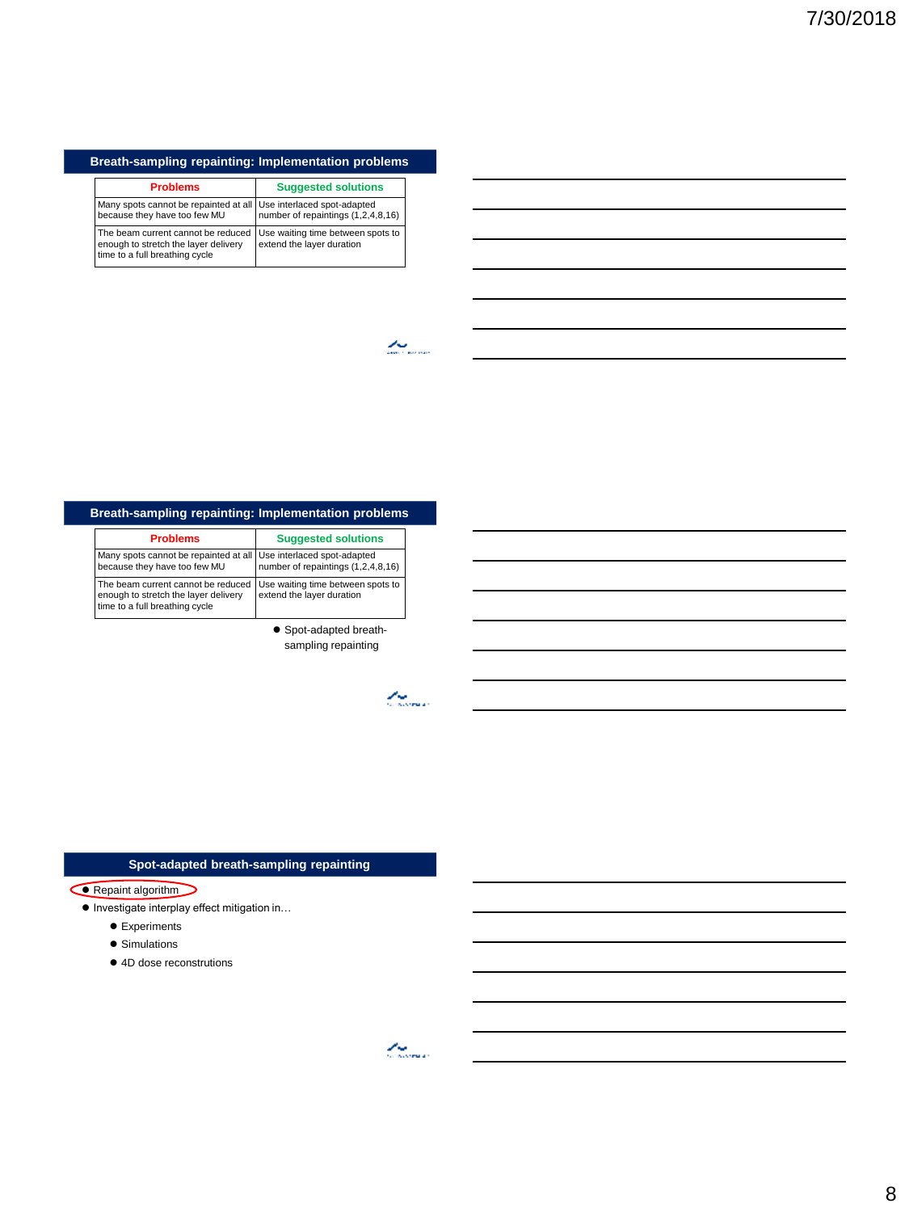## Breath-sampling repainting: Implementation problems

| Problems | Suggested solutions |
|---|---|
| Many spots cannot be repainted at all because they have too few MU | Use interlaced spot-adapted number of repaintings (1,2,4,8,16) |
| The beam current cannot be reduced enough to stretch the layer delivery time to a full breathing cycle | Use waiting time between spots to extend the layer duration |

## Breath-sampling repainting: Implementation problems

| Problems | Suggested solutions |
|---|---|
| Many spots cannot be repainted at all because they have too few MU | Use interlaced spot-adapted number of repaintings (1,2,4,8,16) |
| The beam current cannot be reduced enough to stretch the layer delivery time to a full breathing cycle | Use waiting time between spots to extend the layer duration |

- Spot-adapted breath-sampling repainting

## Spot-adapted breath-sampling repainting

- Repaint algorithm
- Investigate interplay effect mitigation in…
  - Experiments
  - Simulations
  - 4D dose reconstrutions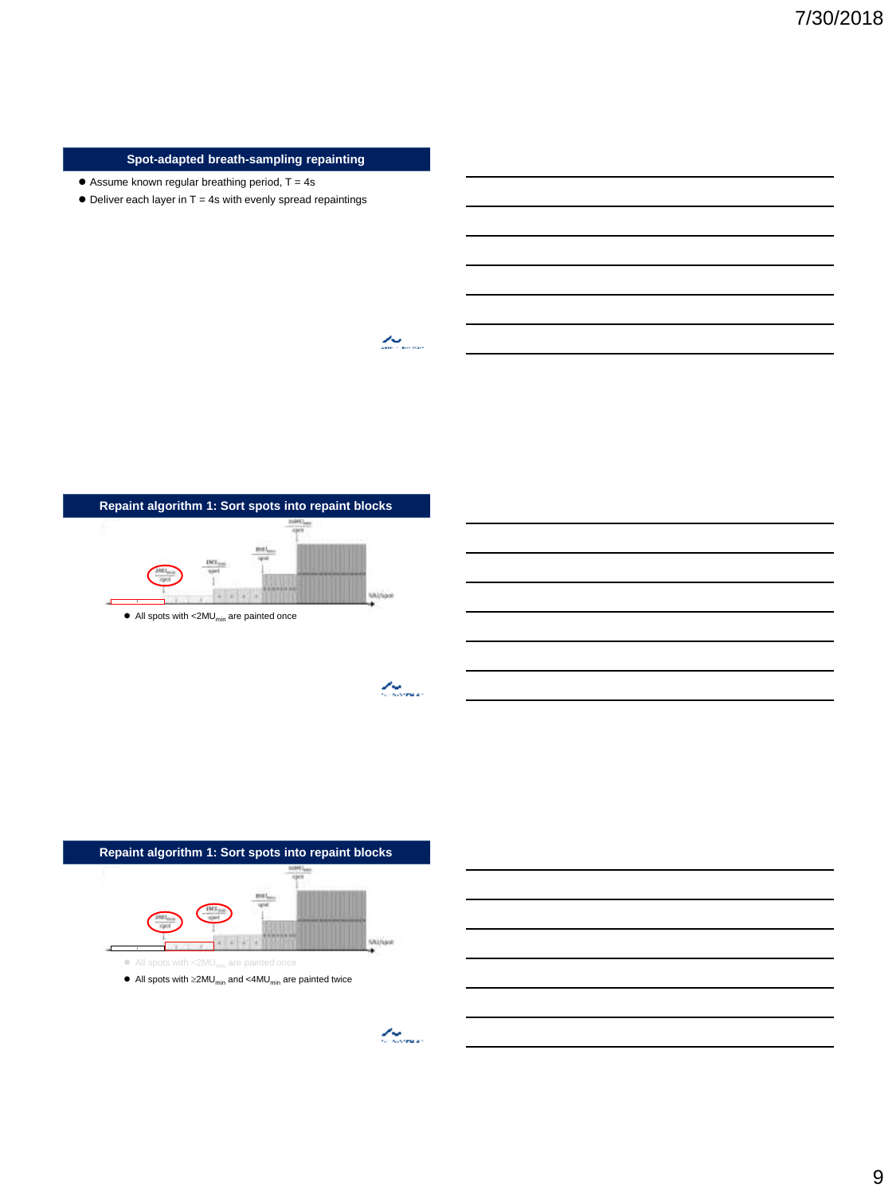## Spot-adapted breath-sampling repainting

- Assume known regular breathing period, T = 4s
- Deliver each layer in T = 4s with evenly spread repaintings

## Repaint algorithm 1: Sort spots into repaint blocks

- All spots with $<2MU_{min}$ are painted once

## Repaint algorithm 1: Sort spots into repaint blocks

- All spots with $<2MU_{min}$ are painted once
- All spots with $\geq 2MU_{min}$ and $<4MU_{min}$ are painted twice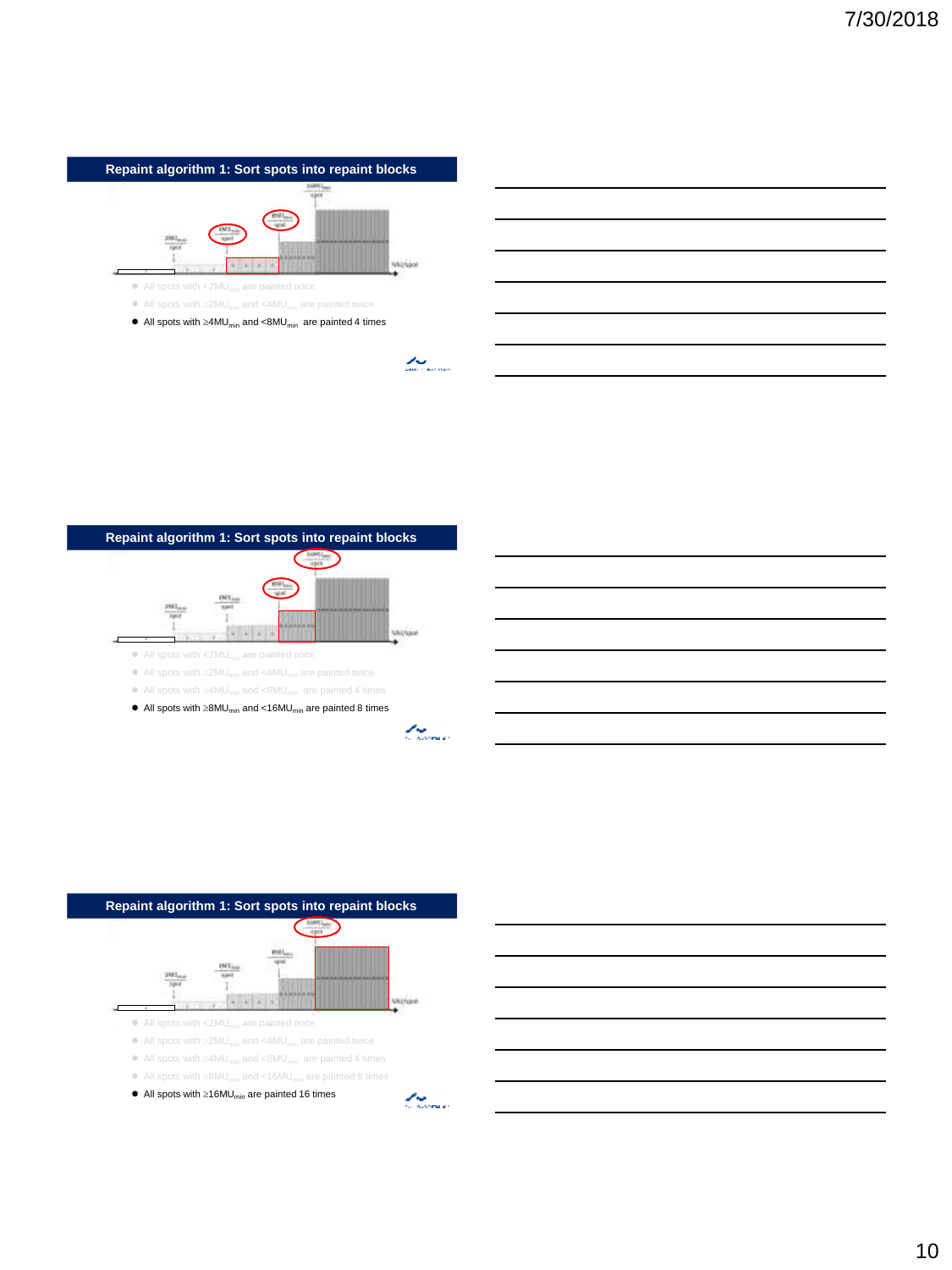## Repaint algorithm 1: Sort spots into repaint blocks

- All spots with $<2MU_{min}$ are painted once
- All spots with $\geq 2MU_{min}$ and $<4MU_{min}$ are painted twice
- All spots with $\geq 4MU_{min}$ and $<8MU_{min}$ are painted 4 times

## Repaint algorithm 1: Sort spots into repaint blocks

- All spots with $<2MU_{min}$ are painted once
- All spots with $\geq 2MU_{min}$ and $<4MU_{min}$ are painted twice
- All spots with $\geq 4MU_{min}$ and $<8MU_{min}$ are painted 4 times
- All spots with $\geq 8MU_{min}$ and $<16MU_{min}$ are painted 8 times

## Repaint algorithm 1: Sort spots into repaint blocks

- All spots with $<2MU_{min}$ are painted once
- All spots with $\geq 2MU_{min}$ and $<4MU_{min}$ are painted twice
- All spots with $\geq 4MU_{min}$ and $<8MU_{min}$ are painted 4 times
- All spots with $\geq 8MU_{min}$ and $<16MU_{min}$ are painted 8 times
- All spots with $\geq 16MU_{min}$ are painted 16 times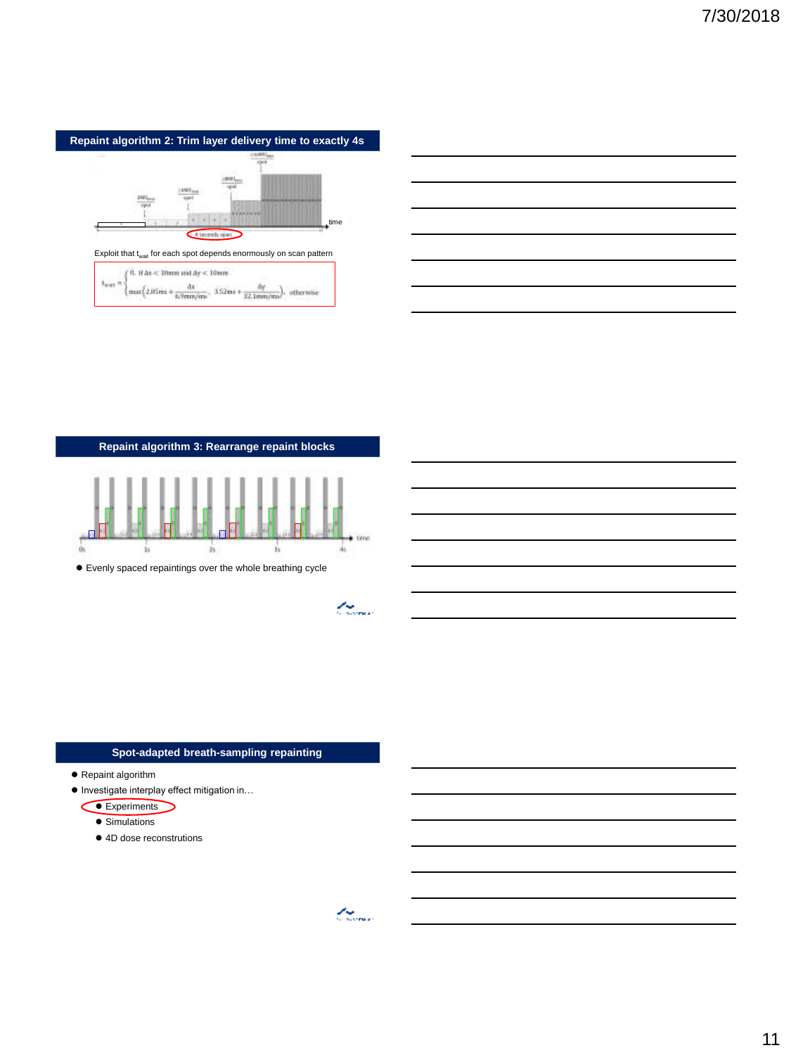## Repaint algorithm 2: Trim layer delivery time to exactly 4s

time

4 seconds span

Exploit that $t_{wait}$ for each spot depends enormously on scan pattern

$$t_{wait} = \begin{cases} 0, & \text{if } \Delta x < 10\text{mm and } \Delta y < 10\text{mm} \\ \max\left(2.05\text{ms} + \frac{\Delta x}{6.9\text{mm/ms}},\ 3.52\text{ms} + \frac{\Delta y}{32.1\text{mm/ms}}\right), & \text{otherwise} \end{cases}$$

## Repaint algorithm 3: Rearrange repaint blocks

0s 1s 2s 3s 4s time

- Evenly spaced repaintings over the whole breathing cycle

## Spot-adapted breath-sampling repainting

- Repaint algorithm
- Investigate interplay effect mitigation in…
  - Experiments
  - Simulations
  - 4D dose reconstrutions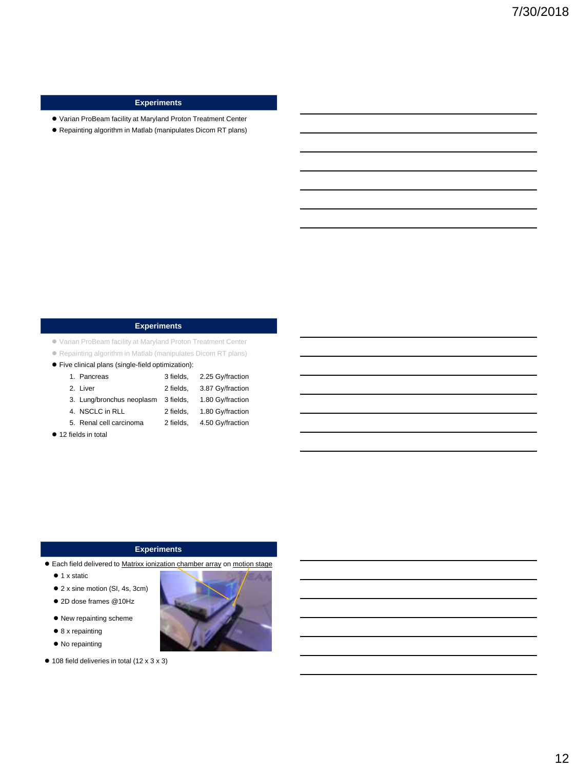## Experiments

- Varian ProBeam facility at Maryland Proton Treatment Center
- Repainting algorithm in Matlab (manipulates Dicom RT plans)

## Experiments

- Varian ProBeam facility at Maryland Proton Treatment Center
- Repainting algorithm in Matlab (manipulates Dicom RT plans)
- Five clinical plans (single-field optimization):

| | | | |
|---|---|---|---|
| 1. | Pancreas | 3 fields, | 2.25 Gy/fraction |
| 2. | Liver | 2 fields, | 3.87 Gy/fraction |
| 3. | Lung/bronchus neoplasm | 3 fields, | 1.80 Gy/fraction |
| 4. | NSCLC in RLL | 2 fields, | 1.80 Gy/fraction |
| 5. | Renal cell carcinoma | 2 fields, | 4.50 Gy/fraction |

- 12 fields in total

## Experiments

- Each field delivered to Matrixx ionization chamber array on motion stage
  - 1 x static
  - 2 x sine motion (SI, 4s, 3cm)
  - 2D dose frames @10Hz
  - New repainting scheme
  - 8 x repainting
  - No repainting
- 108 field deliveries in total (12 x 3 x 3)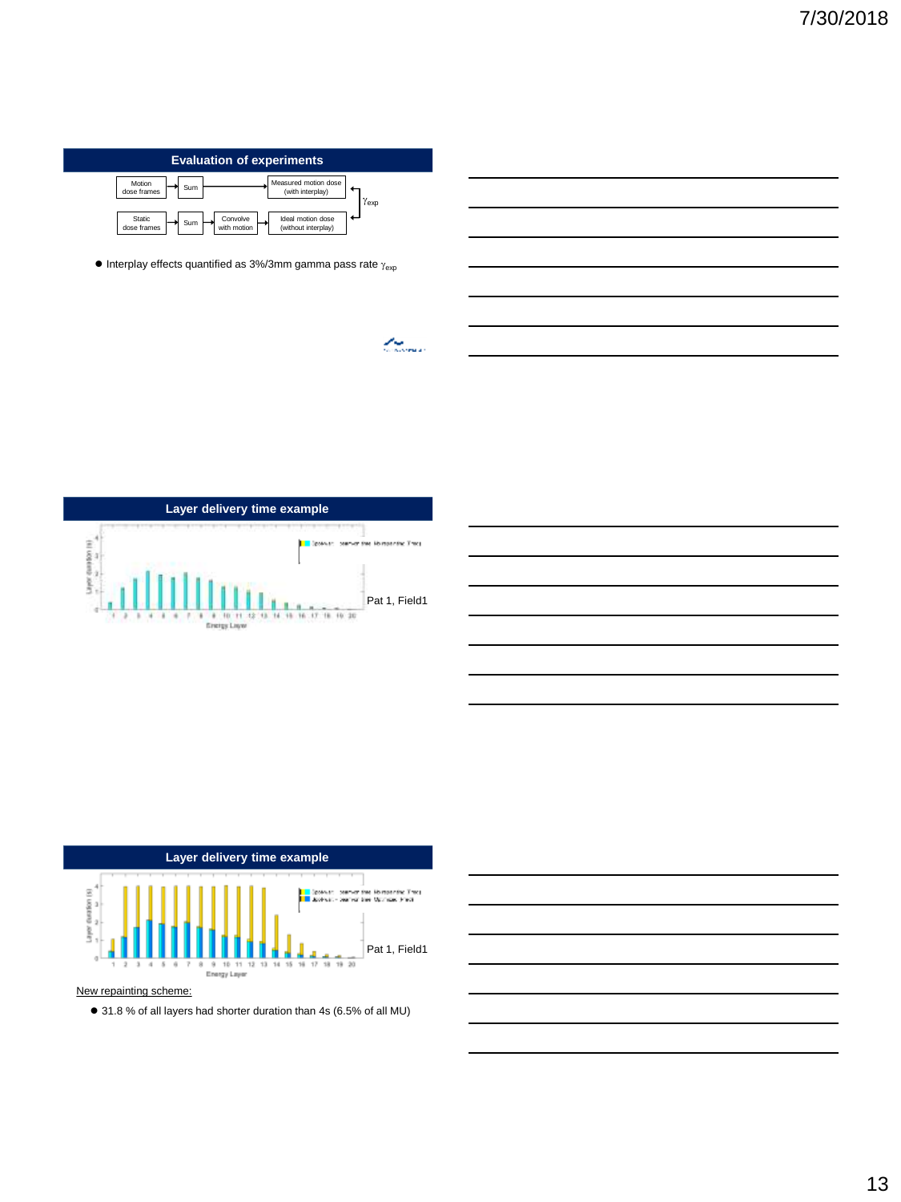## Evaluation of experiments

Motion dose frames → Sum → Measured motion dose (with interplay)

Static dose frames → Sum → Convolve with motion → Ideal motion dose (without interplay)

$\gamma_{exp}$

- Interplay effects quantified as 3%/3mm gamma pass rate $\gamma_{exp}$

## Layer delivery time example

Pat 1, Field1

## Layer delivery time example

Pat 1, Field1

New repainting scheme:

- 31.8 % of all layers had shorter duration than 4s (6.5% of all MU)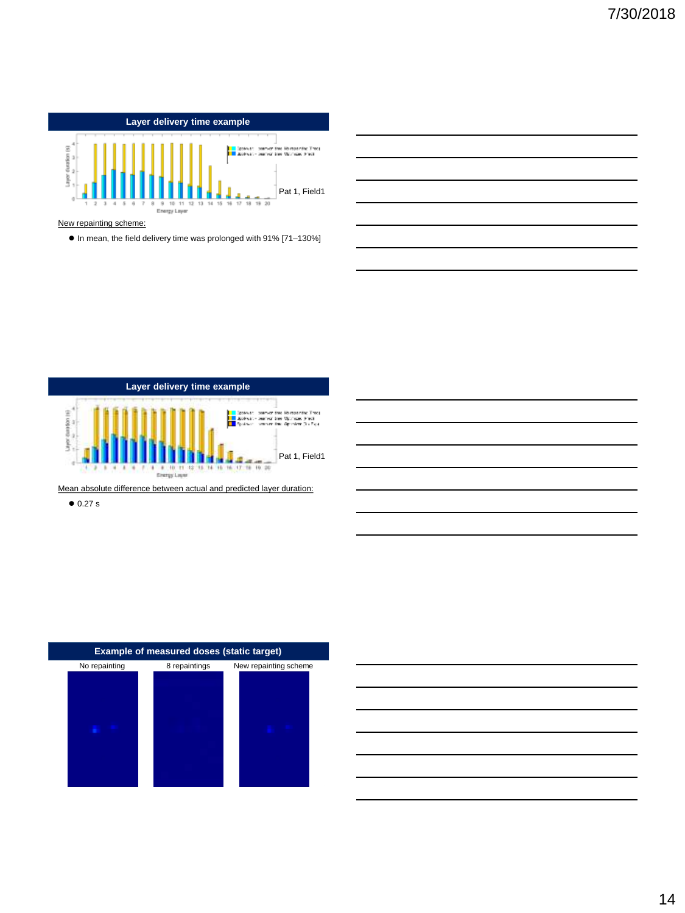## Layer delivery time example

Pat 1, Field1

New repainting scheme:

- In mean, the field delivery time was prolonged with 91% [71–130%]

## Layer delivery time example

Pat 1, Field1

Mean absolute difference between actual and predicted layer duration:

- 0.27 s

## Example of measured doses (static target)

No repainting | 8 repaintings | New repainting scheme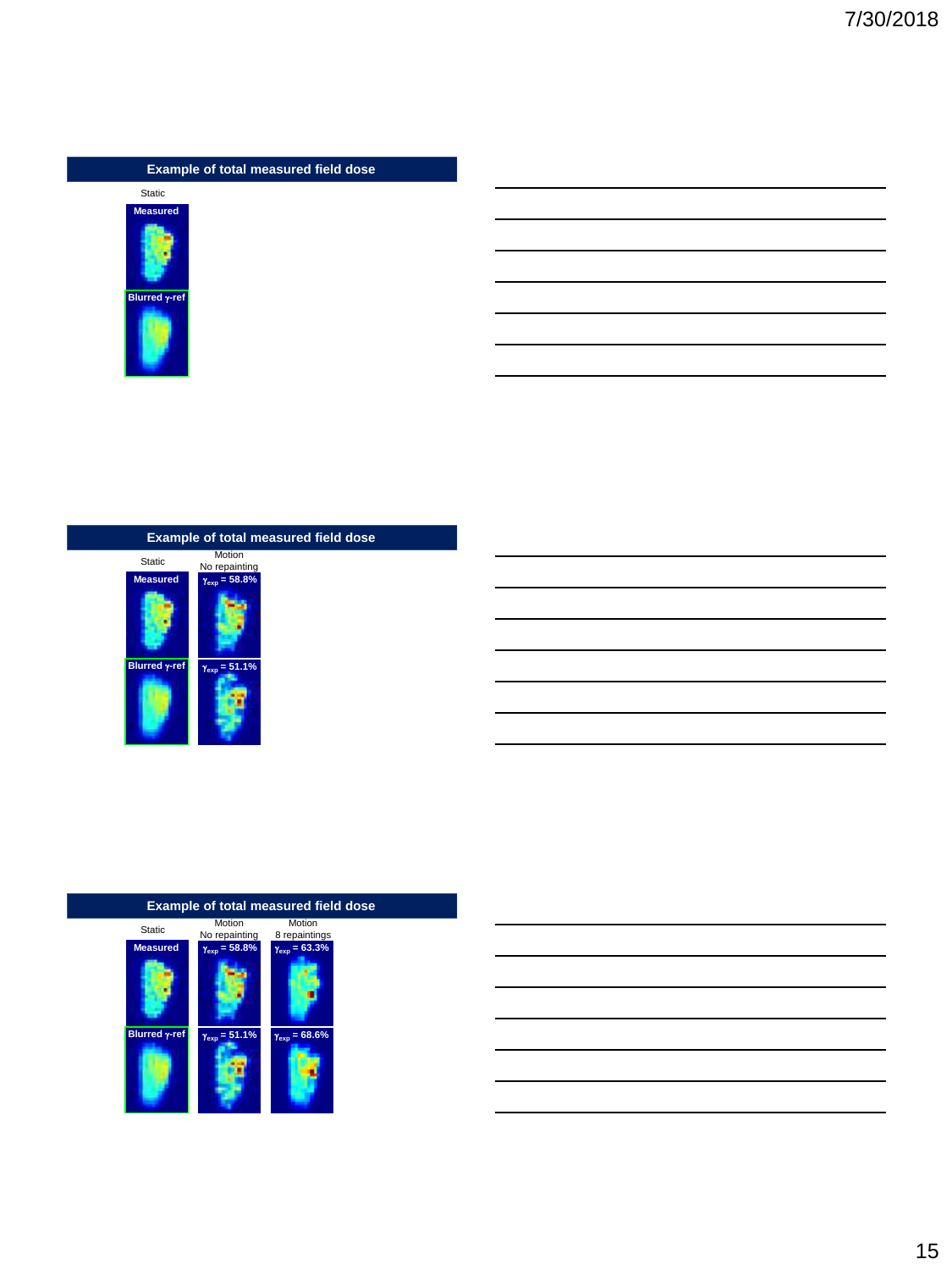## Example of total measured field dose

Static

Measured

Blurred γ-ref

## Example of total measured field dose

| Static | Motion No repainting |
| --- | --- |
| Measured | $\gamma_{exp}$ = 58.8% |
| Blurred γ-ref | $\gamma_{exp}$ = 51.1% |

## Example of total measured field dose

| Static | Motion No repainting | Motion 8 repaintings |
| --- | --- | --- |
| Measured | $\gamma_{exp}$ = 58.8% | $\gamma_{exp}$ = 63.3% |
| Blurred γ-ref | $\gamma_{exp}$ = 51.1% | $\gamma_{exp}$ = 68.6% |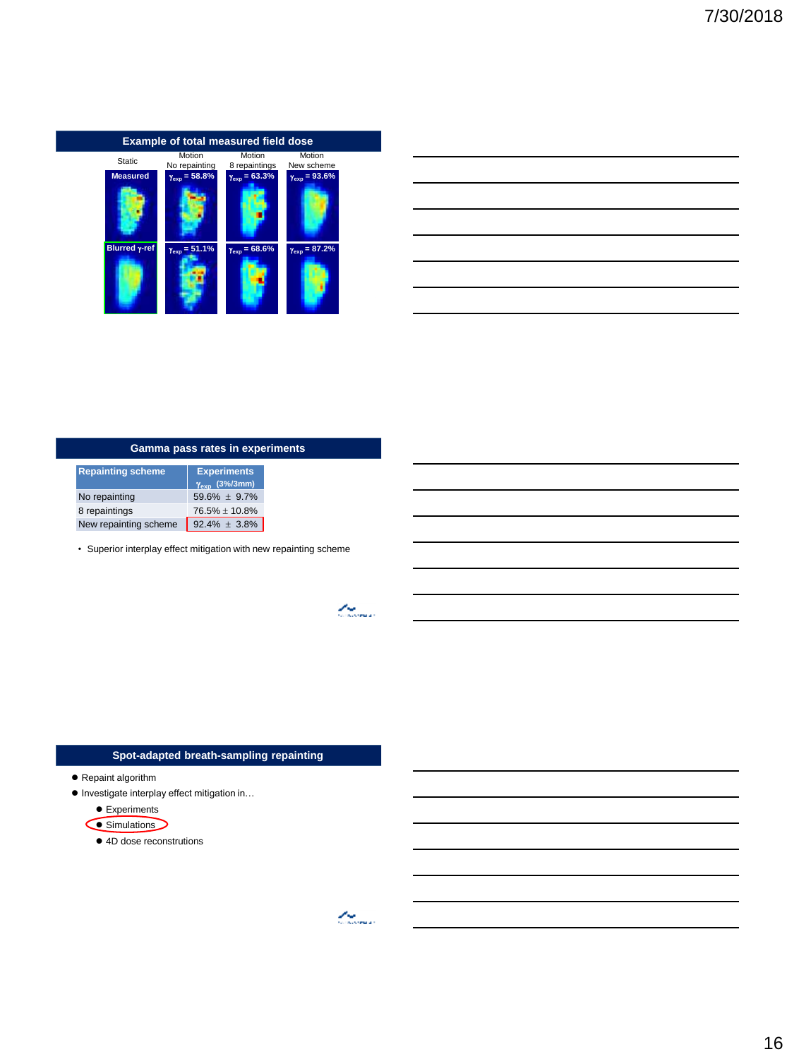## Example of total measured field dose

| Static | Motion No repainting | Motion 8 repaintings | Motion New scheme |
|---|---|---|---|
| Measured | $\gamma_{exp}$ = 58.8% | $\gamma_{exp}$ = 63.3% | $\gamma_{exp}$ = 93.6% |
| Blurred γ-ref | $\gamma_{exp}$ = 51.1% | $\gamma_{exp}$ = 68.6% | $\gamma_{exp}$ = 87.2% |

## Gamma pass rates in experiments

| Repainting scheme | Experiments $\gamma_{exp}$ (3%/3mm) |
|---|---|
| No repainting | 59.6% ± 9.7% |
| 8 repaintings | 76.5% ± 10.8% |
| New repainting scheme | 92.4% ± 3.8% |

- Superior interplay effect mitigation with new repainting scheme

## Spot-adapted breath-sampling repainting

- Repaint algorithm
- Investigate interplay effect mitigation in…
  - Experiments
  - Simulations
  - 4D dose reconstrutions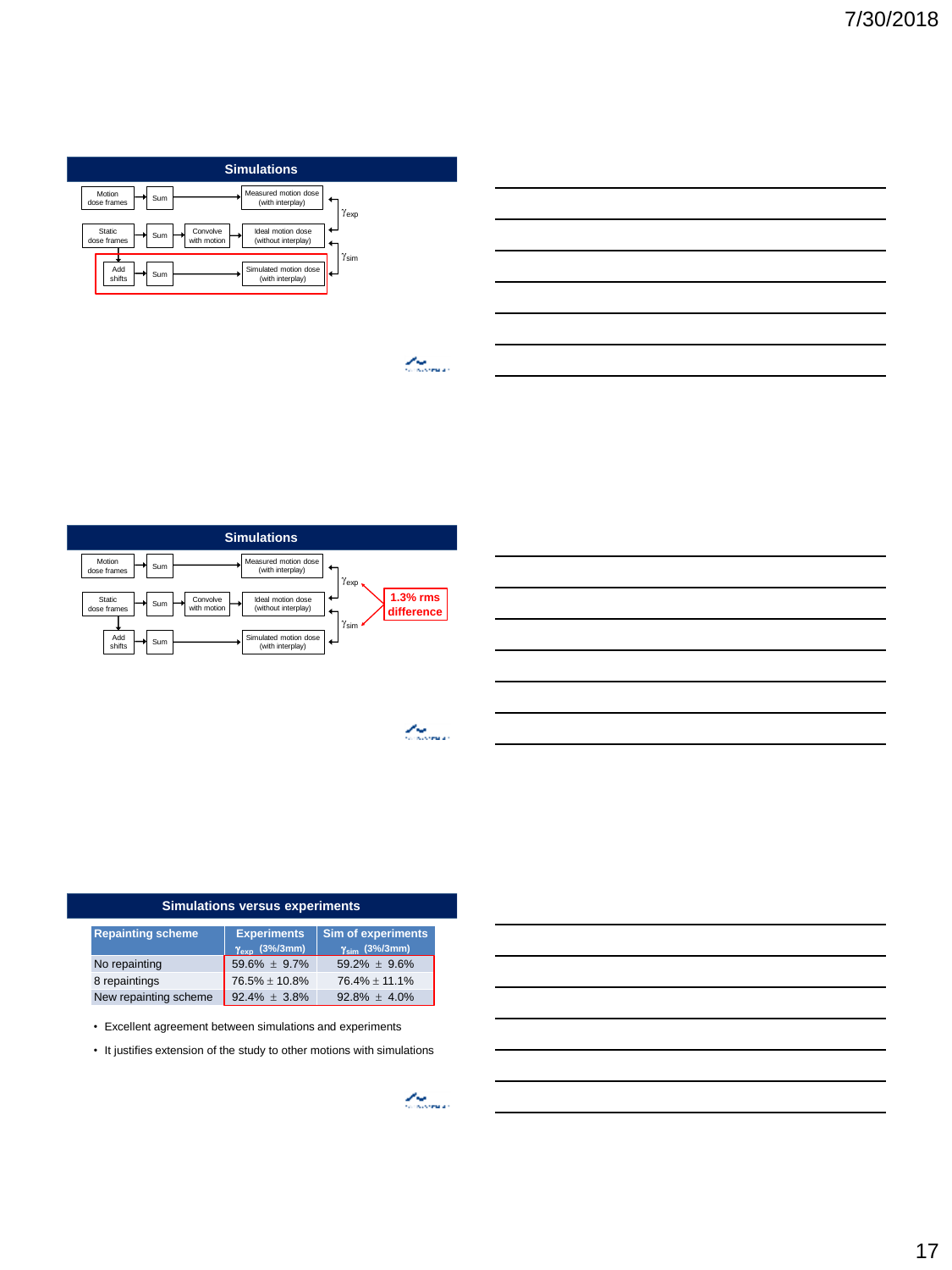## Simulations

Motion dose frames → Sum → Measured motion dose (with interplay)

Static dose frames → Sum → Convolve with motion → Ideal motion dose (without interplay)

Add shifts → Sum → Simulated motion dose (with interplay)

$\gamma_{exp}$

$\gamma_{sim}$

## Simulations

Motion dose frames → Sum → Measured motion dose (with interplay)

Static dose frames → Sum → Convolve with motion → Ideal motion dose (without interplay)

Add shifts → Sum → Simulated motion dose (with interplay)

$\gamma_{exp}$

$\gamma_{sim}$

**1.3% rms difference**

## Simulations versus experiments

| Repainting scheme | Experiments $\gamma_{exp}$ (3%/3mm) | Sim of experiments $\gamma_{sim}$ (3%/3mm) |
|---|---|---|
| No repainting | 59.6% ± 9.7% | 59.2% ± 9.6% |
| 8 repaintings | 76.5% ± 10.8% | 76.4% ± 11.1% |
| New repainting scheme | 92.4% ± 3.8% | 92.8% ± 4.0% |

- Excellent agreement between simulations and experiments
- It justifies extension of the study to other motions with simulations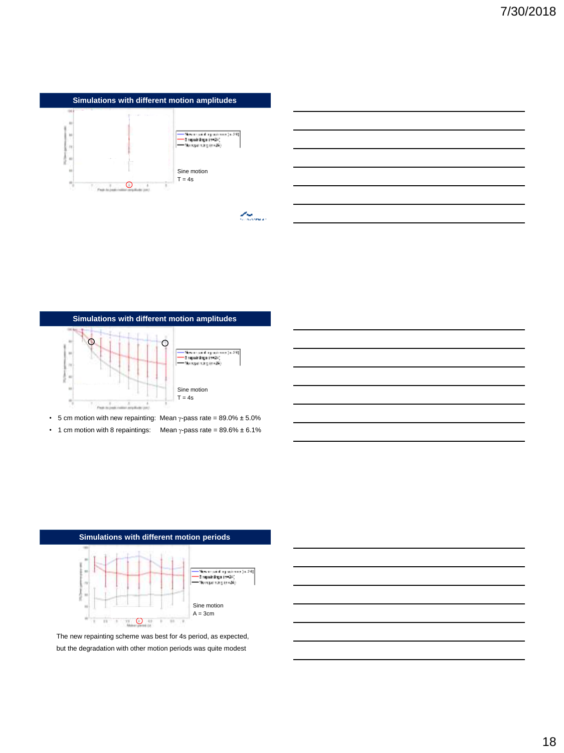## Simulations with different motion amplitudes

Sine motion
T = 4s

## Simulations with different motion amplitudes

Sine motion
T = 4s

- 5 cm motion with new repainting: Mean $\gamma$-pass rate = 89.0% ± 5.0%
- 1 cm motion with 8 repaintings: Mean $\gamma$-pass rate = 89.6% ± 6.1%

## Simulations with different motion periods

Sine motion
A = 3cm

The new repainting scheme was best for 4s period, as expected, but the degradation with other motion periods was quite modest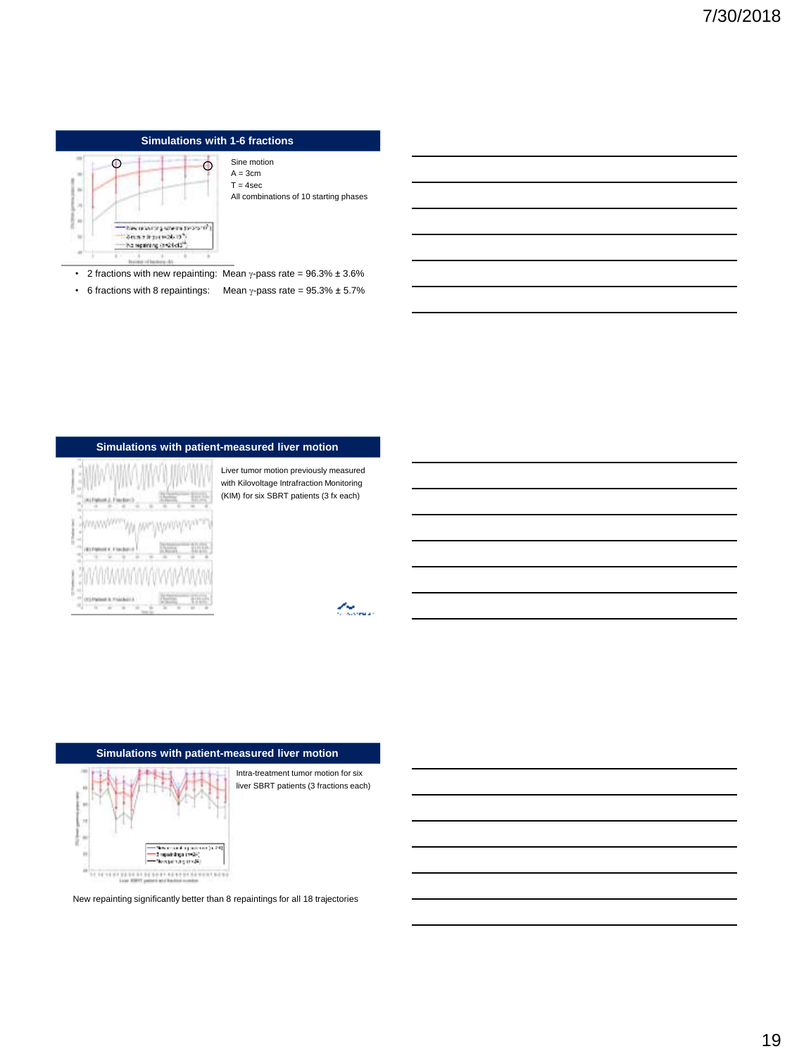## Simulations with 1-6 fractions

Sine motion
A = 3cm
T = 4sec
All combinations of 10 starting phases

- 2 fractions with new repainting: Mean $\gamma$-pass rate = 96.3% ± 3.6%
- 6 fractions with 8 repaintings: Mean $\gamma$-pass rate = 95.3% ± 5.7%

## Simulations with patient-measured liver motion

Liver tumor motion previously measured with Kilovoltage Intrafraction Monitoring (KIM) for six SBRT patients (3 fx each)

## Simulations with patient-measured liver motion

Intra-treatment tumor motion for six liver SBRT patients (3 fractions each)

New repainting significantly better than 8 repaintings for all 18 trajectories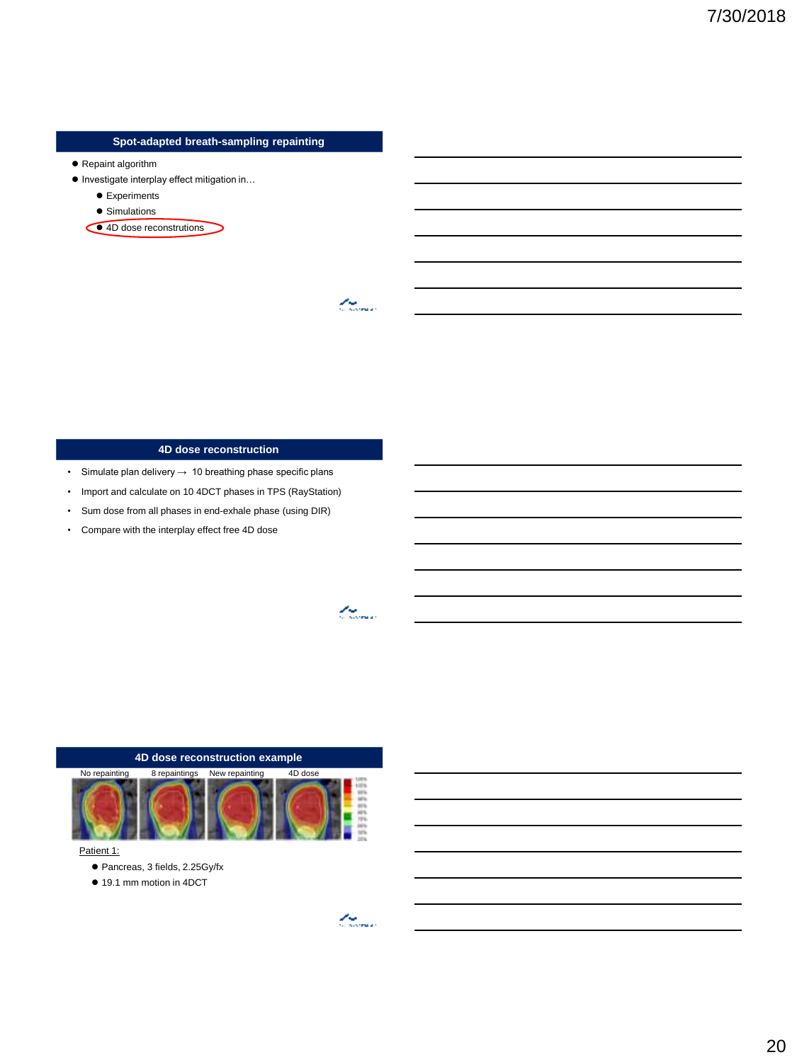## Spot-adapted breath-sampling repainting

- Repaint algorithm
- Investigate interplay effect mitigation in…
  - Experiments
  - Simulations
  - 4D dose reconstrutions

## 4D dose reconstruction

- Simulate plan delivery → 10 breathing phase specific plans
- Import and calculate on 10 4DCT phases in TPS (RayStation)
- Sum dose from all phases in end-exhale phase (using DIR)
- Compare with the interplay effect free 4D dose

## 4D dose reconstruction example

No repainting | 8 repaintings | New repainting | 4D dose

Patient 1:

- Pancreas, 3 fields, 2.25Gy/fx
- 19.1 mm motion in 4DCT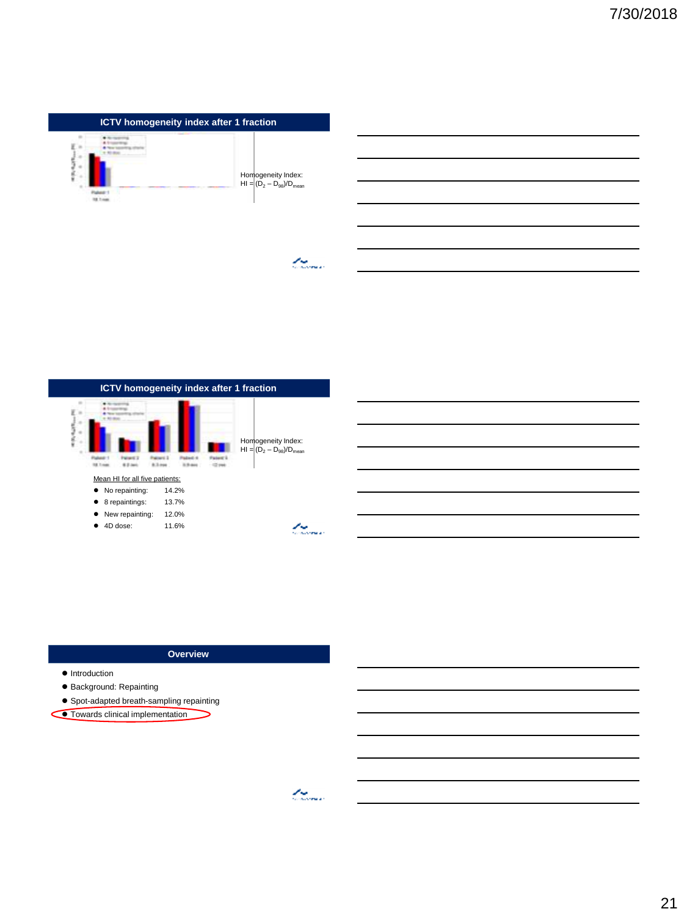## ICTV homogeneity index after 1 fraction

Homogeneity Index:
HI = $(D_2 - D_{98})/D_{mean}$

## ICTV homogeneity index after 1 fraction

Homogeneity Index:
HI = $(D_2 - D_{98})/D_{mean}$

Mean HI for all five patients:

- No repainting: 14.2%
- 8 repaintings: 13.7%
- New repainting: 12.0%
- 4D dose: 11.6%

## Overview

- Introduction
- Background: Repainting
- Spot-adapted breath-sampling repainting
- Towards clinical implementation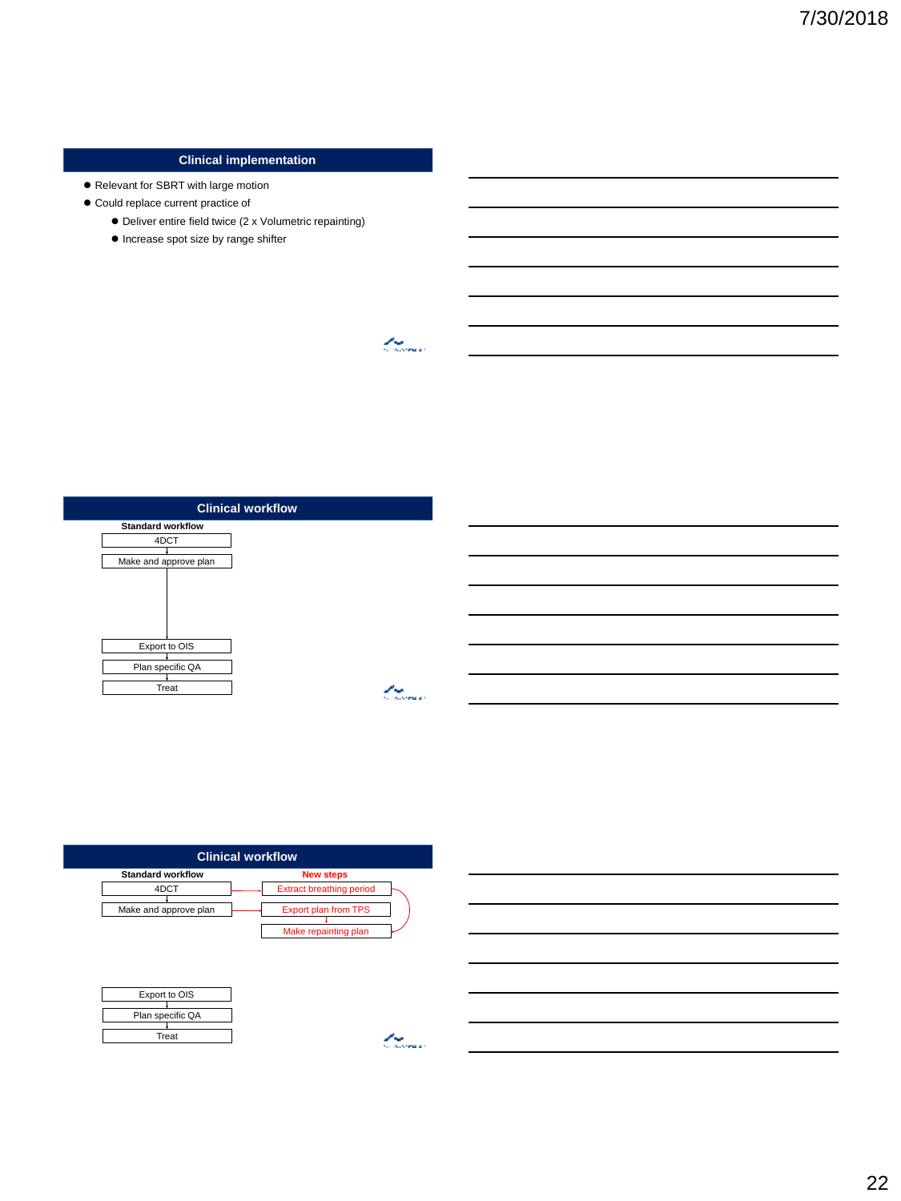## Clinical implementation

- Relevant for SBRT with large motion
- Could replace current practice of
  - Deliver entire field twice (2 x Volumetric repainting)
  - Increase spot size by range shifter

## Clinical workflow

**Standard workflow**

- 4DCT
- Make and approve plan
- Export to OIS
- Plan specific QA
- Treat

## Clinical workflow

**Standard workflow**

- 4DCT
- Make and approve plan
- Export to OIS
- Plan specific QA
- Treat

**New steps**

- Extract breathing period
- Export plan from TPS
- Make repainting plan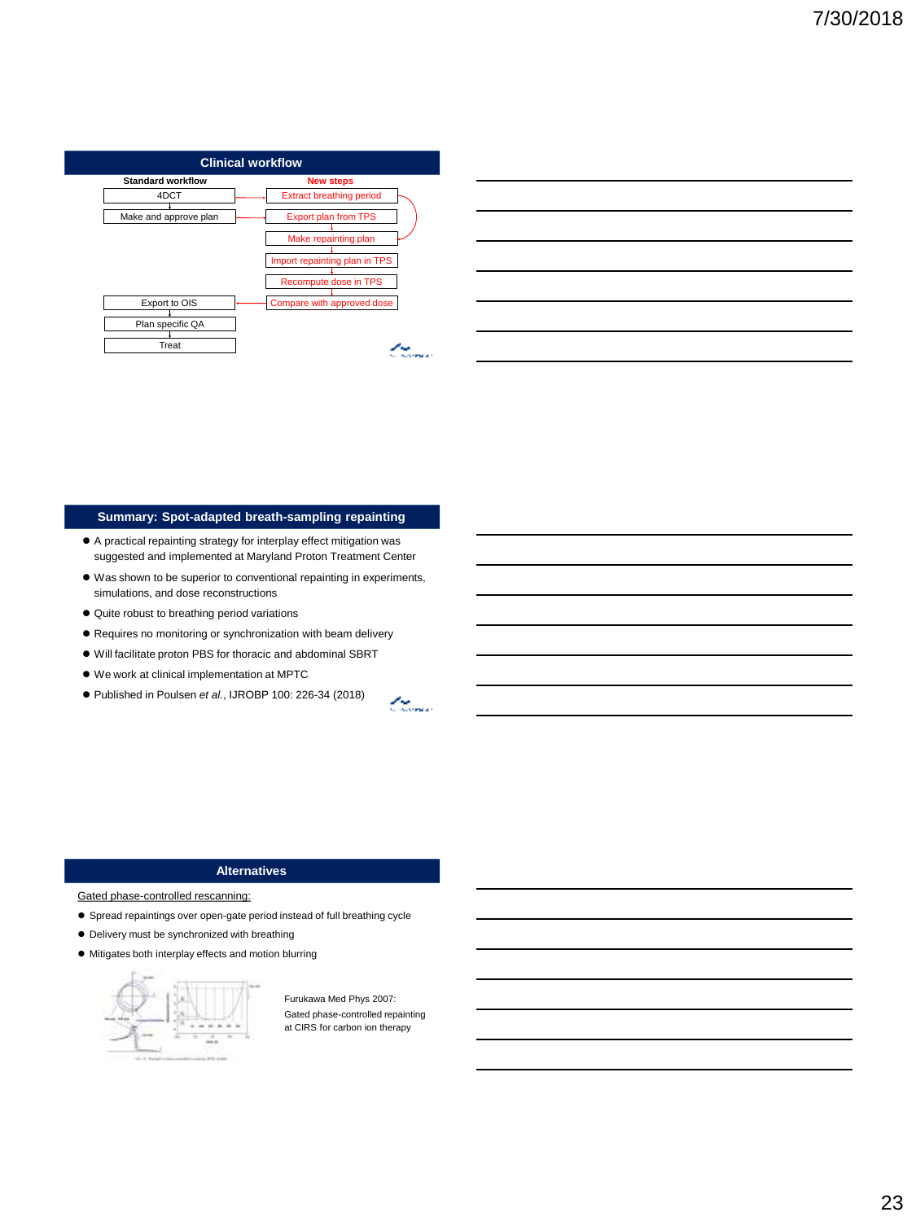## Clinical workflow

| Standard workflow | New steps |
|---|---|
| 4DCT | Extract breathing period |
| Make and approve plan | Export plan from TPS |
| | Make repainting plan |
| | Import repainting plan in TPS |
| | Recompute dose in TPS |
| Export to OIS | Compare with approved dose |
| Plan specific QA | |
| Treat | |

## Summary: Spot-adapted breath-sampling repainting

- A practical repainting strategy for interplay effect mitigation was suggested and implemented at Maryland Proton Treatment Center
- Was shown to be superior to conventional repainting in experiments, simulations, and dose reconstructions
- Quite robust to breathing period variations
- Requires no monitoring or synchronization with beam delivery
- Will facilitate proton PBS for thoracic and abdominal SBRT
- We work at clinical implementation at MPTC
- Published in Poulsen *et al.*, IJROBP 100: 226-34 (2018)

## Alternatives

Gated phase-controlled rescanning:

- Spread repaintings over open-gate period instead of full breathing cycle
- Delivery must be synchronized with breathing
- Mitigates both interplay effects and motion blurring

Furukawa Med Phys 2007:
Gated phase-controlled repainting at CIRS for carbon ion therapy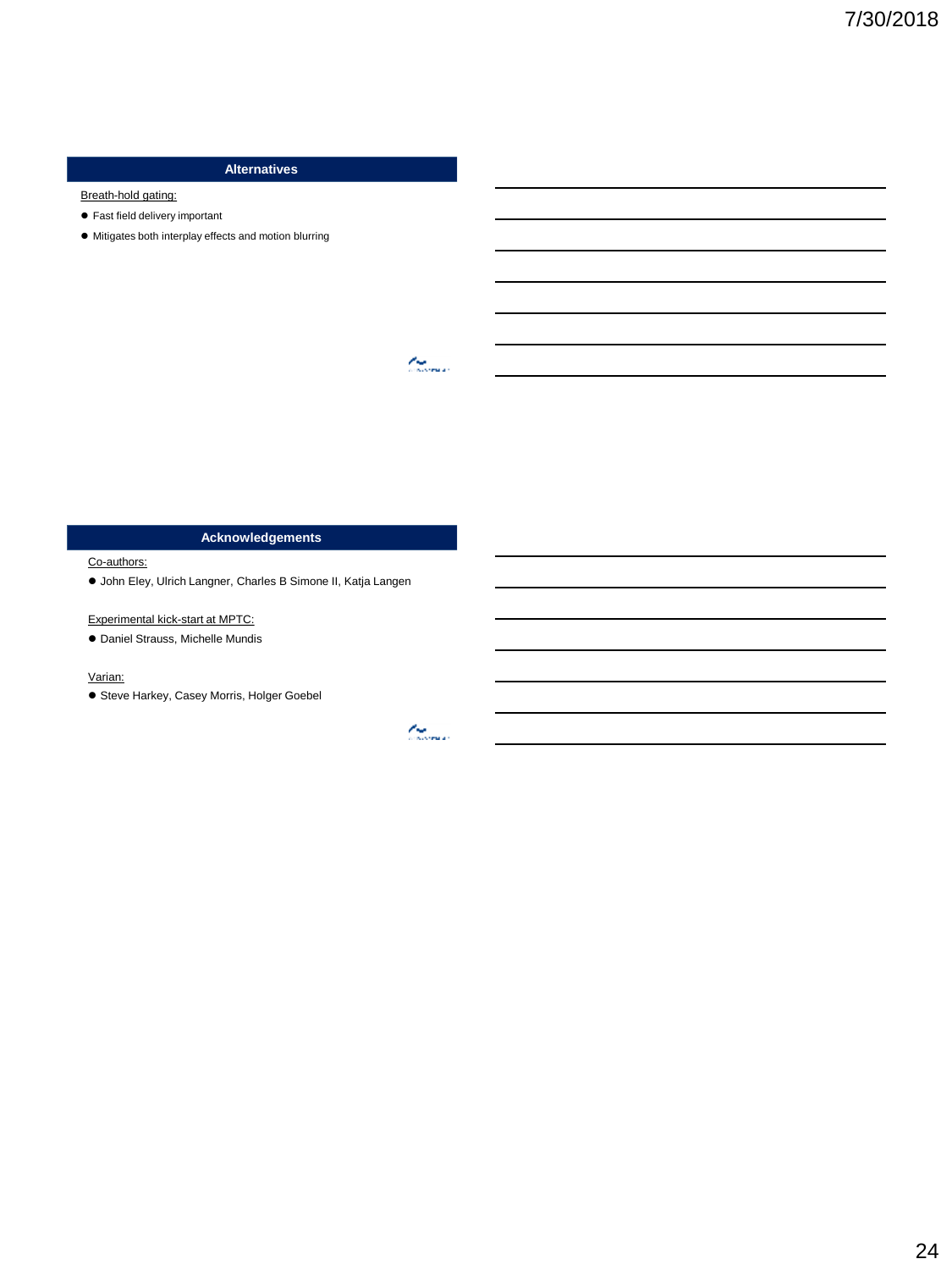## Alternatives

Breath-hold gating:

- Fast field delivery important
- Mitigates both interplay effects and motion blurring

## Acknowledgements

Co-authors:

- John Eley, Ulrich Langner, Charles B Simone II, Katja Langen

Experimental kick-start at MPTC:

- Daniel Strauss, Michelle Mundis

Varian:

- Steve Harkey, Casey Morris, Holger Goebel